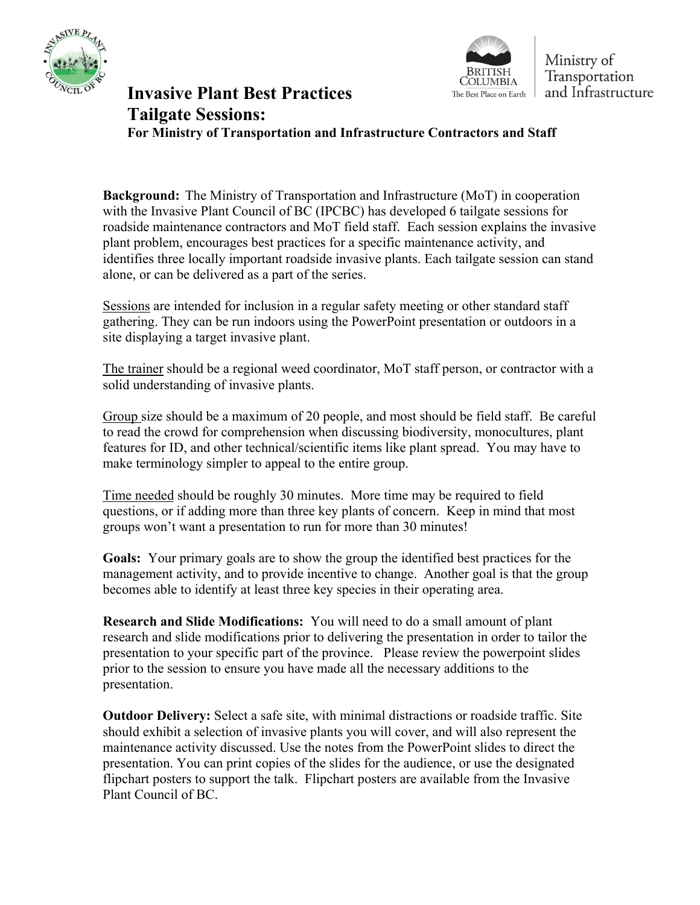# Invasive Plant Best Practices Tailgate Sessions:

### For Ministry of Transportation and Infrastructure Contractors and Staff

**Background:** The Ministry of Transportation and Infrastructure (MoT) in cooperation with the Invasive Plant Council of BC (IPCBC) has developed 6 tailgate sessions for roadside maintenance contractors and MoT field staff. Each session explains the invasive plant problem, encourages best practices for a specific maintenance activity, and identifies three locally important roadside invasive plants. Each tailgate session can stand alone, or can be delivered as a part of the series.

Sessions are intended for inclusion in a regular safety meeting or other standard staff gathering. They can be run indoors using the PowerPoint presentation or outdoors in a site displaying a target invasive plant.

The trainer should be a regional weed coordinator, MoT staff person, or contractor with a solid understanding of invasive plants.

Group size should be a maximum of 20 people, and most should be field staff. Be careful to read the crowd for comprehension when discussing biodiversity, monocultures, plant features for ID, and other technical/scientific items like plant spread. You may have to make terminology simpler to appeal to the entire group.

Time needed should be roughly 30 minutes. More time may be required to field questions, or if adding more than three key plants of concern. Keep in mind that most groups won't want a presentation to run for more than 30 minutes!

**Goals:** Your primary goals are to show the group the identified best practices for the management activity, and to provide incentive to change. Another goal is that the group becomes able to identify at least three key species in their operating area.

**Research and Slide Modifications:** You will need to do a small amount of plant research and slide modifications prior to delivering the presentation in order to tailor the presentation to your specific part of the province. Please review the powerpoint slides prior to the session to ensure you have made all the necessary additions to the presentation.

**Outdoor Delivery:** Select a safe site, with minimal distractions or roadside traffic. Site should exhibit a selection of invasive plants you will cover, and will also represent the maintenance activity discussed. Use the notes from the PowerPoint slides to direct the presentation. You can print copies of the slides for the audience, or use the designated flipchart posters to support the talk. Flipchart posters are available from the Invasive Plant Council of BC.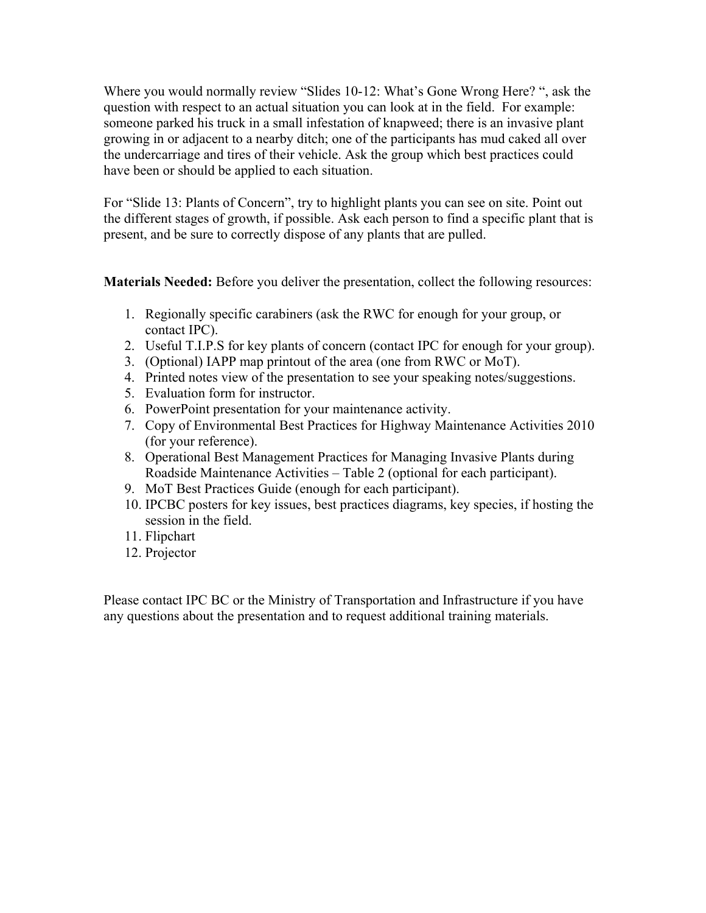Where you would normally review "Slides 10-12: What's Gone Wrong Here? ", ask the question with respect to an actual situation you can look at in the field. For example: someone parked his truck in a small infestation of knapweed; there is an invasive plant growing in or adjacent to a nearby ditch; one of the participants has mud caked all over the undercarriage and tires of their vehicle. Ask the group which best practices could have been or should be applied to each situation.

For "Slide 13: Plants of Concern", try to highlight plants you can see on site. Point out the different stages of growth, if possible. Ask each person to find a specific plant that is present, and be sure to correctly dispose of any plants that are pulled.

**Materials Needed:** Before you deliver the presentation, collect the following resources:

1. Regionally specific carabiners (ask the RWC for enough for your group, or contact IPC).
2. Useful T.I.P.S for key plants of concern (contact IPC for enough for your group).
3. (Optional) IAPP map printout of the area (one from RWC or MoT).
4. Printed notes view of the presentation to see your speaking notes/suggestions.
5. Evaluation form for instructor.
6. PowerPoint presentation for your maintenance activity.
7. Copy of Environmental Best Practices for Highway Maintenance Activities 2010 (for your reference).
8. Operational Best Management Practices for Managing Invasive Plants during Roadside Maintenance Activities – Table 2 (optional for each participant).
9. MoT Best Practices Guide (enough for each participant).
10. IPCBC posters for key issues, best practices diagrams, key species, if hosting the session in the field.
11. Flipchart
12. Projector

Please contact IPC BC or the Ministry of Transportation and Infrastructure if you have any questions about the presentation and to request additional training materials.